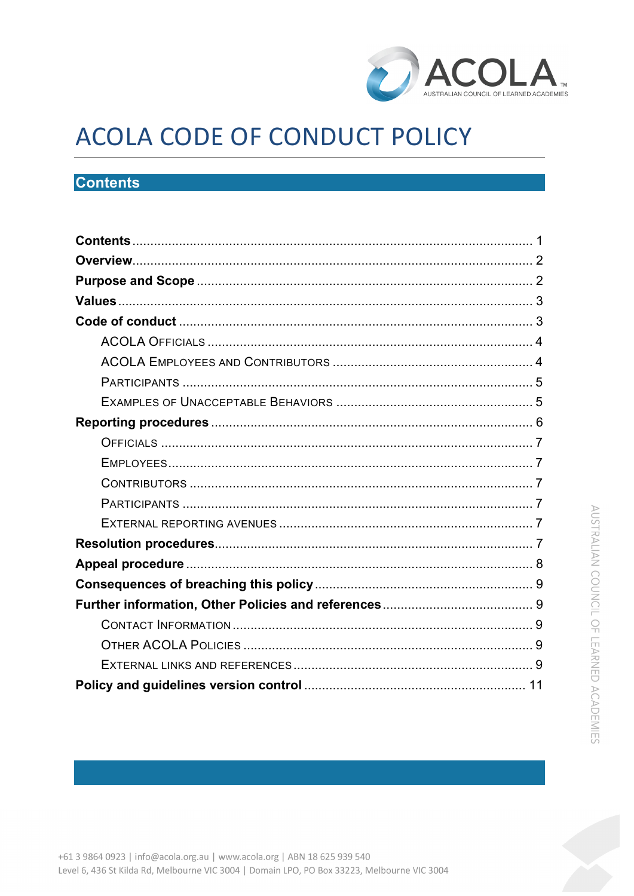# ACOLA CODE OF CONDUCT POLICY

## Contents

| | |
|---|---|
| **Contents** | 1 |
| **Overview** | 2 |
| **Purpose and Scope** | 2 |
| **Values** | 3 |
| **Code of conduct** | 3 |
| ACOLA Officials | 4 |
| ACOLA Employees and Contributors | 4 |
| Participants | 5 |
| Examples of Unacceptable Behaviors | 5 |
| **Reporting procedures** | 6 |
| Officials | 7 |
| Employees | 7 |
| Contributors | 7 |
| Participants | 7 |
| External reporting avenues | 7 |
| **Resolution procedures** | 7 |
| **Appeal procedure** | 8 |
| **Consequences of breaching this policy** | 9 |
| **Further information, Other Policies and references** | 9 |
| Contact Information | 9 |
| Other ACOLA Policies | 9 |
| External links and references | 9 |
| **Policy and guidelines version control** | 11 |

+61 3 9864 0923 | info@acola.org.au | www.acola.org | ABN 18 625 939 540
Level 6, 436 St Kilda Rd, Melbourne VIC 3004 | Domain LPO, PO Box 33223, Melbourne VIC 3004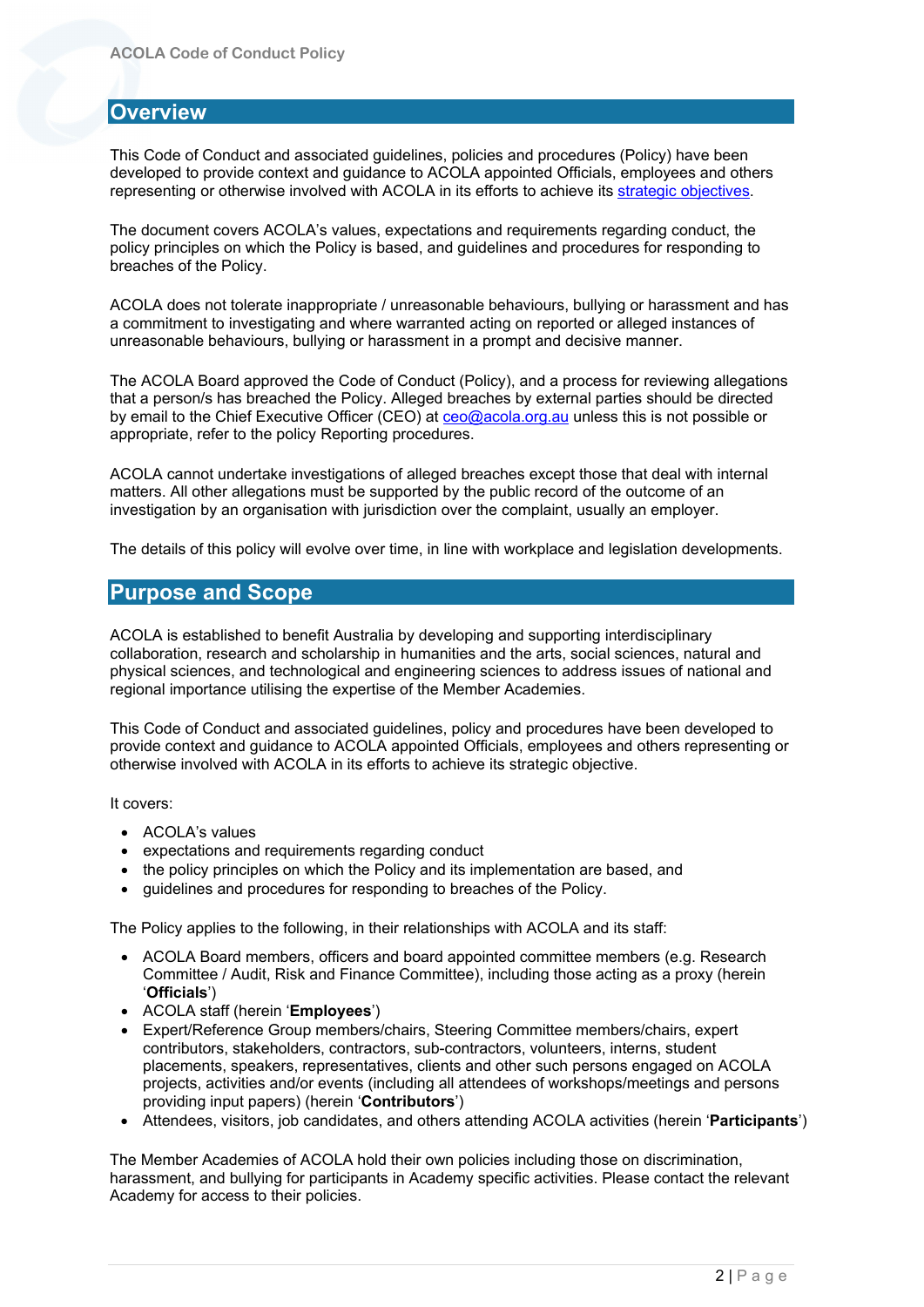## Overview

This Code of Conduct and associated guidelines, policies and procedures (Policy) have been developed to provide context and guidance to ACOLA appointed Officials, employees and others representing or otherwise involved with ACOLA in its efforts to achieve its [strategic objectives](strategic objectives).

The document covers ACOLA's values, expectations and requirements regarding conduct, the policy principles on which the Policy is based, and guidelines and procedures for responding to breaches of the Policy.

ACOLA does not tolerate inappropriate / unreasonable behaviours, bullying or harassment and has a commitment to investigating and where warranted acting on reported or alleged instances of unreasonable behaviours, bullying or harassment in a prompt and decisive manner.

The ACOLA Board approved the Code of Conduct (Policy), and a process for reviewing allegations that a person/s has breached the Policy. Alleged breaches by external parties should be directed by email to the Chief Executive Officer (CEO) at ceo@acola.org.au unless this is not possible or appropriate, refer to the policy Reporting procedures.

ACOLA cannot undertake investigations of alleged breaches except those that deal with internal matters. All other allegations must be supported by the public record of the outcome of an investigation by an organisation with jurisdiction over the complaint, usually an employer.

The details of this policy will evolve over time, in line with workplace and legislation developments.

## Purpose and Scope

ACOLA is established to benefit Australia by developing and supporting interdisciplinary collaboration, research and scholarship in humanities and the arts, social sciences, natural and physical sciences, and technological and engineering sciences to address issues of national and regional importance utilising the expertise of the Member Academies.

This Code of Conduct and associated guidelines, policy and procedures have been developed to provide context and guidance to ACOLA appointed Officials, employees and others representing or otherwise involved with ACOLA in its efforts to achieve its strategic objective.

It covers:

- ACOLA's values
- expectations and requirements regarding conduct
- the policy principles on which the Policy and its implementation are based, and
- guidelines and procedures for responding to breaches of the Policy.

The Policy applies to the following, in their relationships with ACOLA and its staff:

- ACOLA Board members, officers and board appointed committee members (e.g. Research Committee / Audit, Risk and Finance Committee), including those acting as a proxy (herein '**Officials**')
- ACOLA staff (herein '**Employees**')
- Expert/Reference Group members/chairs, Steering Committee members/chairs, expert contributors, stakeholders, contractors, sub-contractors, volunteers, interns, student placements, speakers, representatives, clients and other such persons engaged on ACOLA projects, activities and/or events (including all attendees of workshops/meetings and persons providing input papers) (herein '**Contributors**')
- Attendees, visitors, job candidates, and others attending ACOLA activities (herein '**Participants**')

The Member Academies of ACOLA hold their own policies including those on discrimination, harassment, and bullying for participants in Academy specific activities. Please contact the relevant Academy for access to their policies.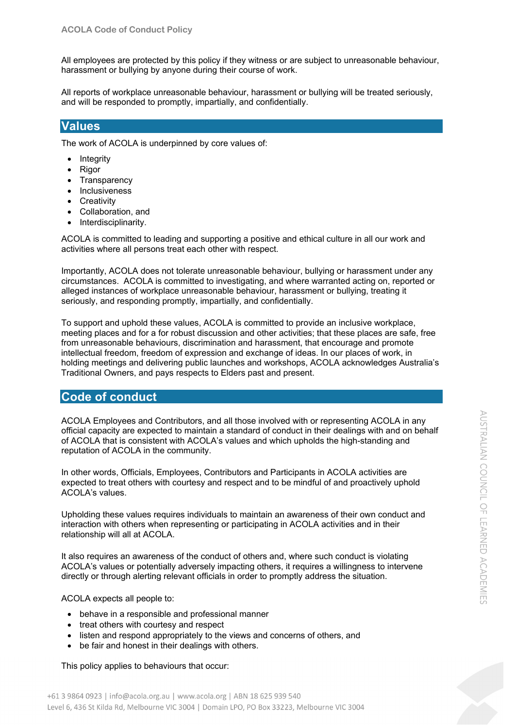All employees are protected by this policy if they witness or are subject to unreasonable behaviour, harassment or bullying by anyone during their course of work.

All reports of workplace unreasonable behaviour, harassment or bullying will be treated seriously, and will be responded to promptly, impartially, and confidentially.

## Values

The work of ACOLA is underpinned by core values of:

- Integrity
- Rigor
- Transparency
- Inclusiveness
- Creativity
- Collaboration, and
- Interdisciplinarity.

ACOLA is committed to leading and supporting a positive and ethical culture in all our work and activities where all persons treat each other with respect.

Importantly, ACOLA does not tolerate unreasonable behaviour, bullying or harassment under any circumstances. ACOLA is committed to investigating, and where warranted acting on, reported or alleged instances of workplace unreasonable behaviour, harassment or bullying, treating it seriously, and responding promptly, impartially, and confidentially.

To support and uphold these values, ACOLA is committed to provide an inclusive workplace, meeting places and for a for robust discussion and other activities; that these places are safe, free from unreasonable behaviours, discrimination and harassment, that encourage and promote intellectual freedom, freedom of expression and exchange of ideas. In our places of work, in holding meetings and delivering public launches and workshops, ACOLA acknowledges Australia's Traditional Owners, and pays respects to Elders past and present.

## Code of conduct

ACOLA Employees and Contributors, and all those involved with or representing ACOLA in any official capacity are expected to maintain a standard of conduct in their dealings with and on behalf of ACOLA that is consistent with ACOLA's values and which upholds the high-standing and reputation of ACOLA in the community.

In other words, Officials, Employees, Contributors and Participants in ACOLA activities are expected to treat others with courtesy and respect and to be mindful of and proactively uphold ACOLA's values.

Upholding these values requires individuals to maintain an awareness of their own conduct and interaction with others when representing or participating in ACOLA activities and in their relationship will all at ACOLA.

It also requires an awareness of the conduct of others and, where such conduct is violating ACOLA's values or potentially adversely impacting others, it requires a willingness to intervene directly or through alerting relevant officials in order to promptly address the situation.

ACOLA expects all people to:

- behave in a responsible and professional manner
- treat others with courtesy and respect
- listen and respond appropriately to the views and concerns of others, and
- be fair and honest in their dealings with others.

This policy applies to behaviours that occur: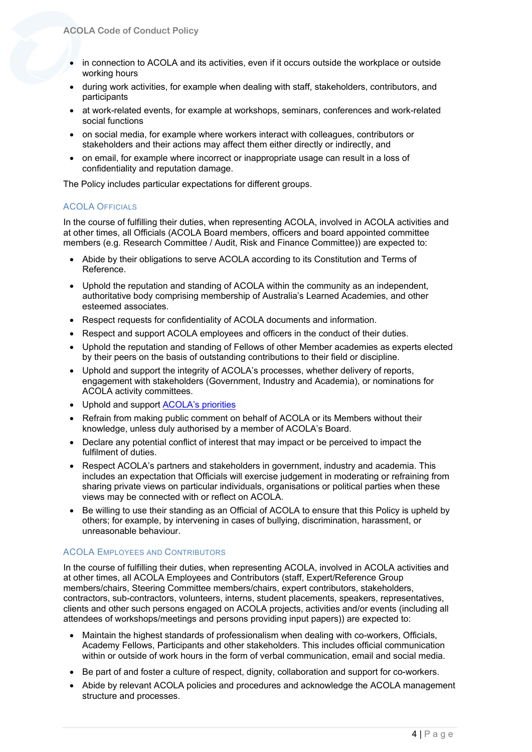- in connection to ACOLA and its activities, even if it occurs outside the workplace or outside working hours
- during work activities, for example when dealing with staff, stakeholders, contributors, and participants
- at work-related events, for example at workshops, seminars, conferences and work-related social functions
- on social media, for example where workers interact with colleagues, contributors or stakeholders and their actions may affect them either directly or indirectly, and
- on email, for example where incorrect or inappropriate usage can result in a loss of confidentiality and reputation damage.

The Policy includes particular expectations for different groups.

### ACOLA Officials

In the course of fulfilling their duties, when representing ACOLA, involved in ACOLA activities and at other times, all Officials (ACOLA Board members, officers and board appointed committee members (e.g. Research Committee / Audit, Risk and Finance Committee)) are expected to:

- Abide by their obligations to serve ACOLA according to its Constitution and Terms of Reference.
- Uphold the reputation and standing of ACOLA within the community as an independent, authoritative body comprising membership of Australia's Learned Academies, and other esteemed associates.
- Respect requests for confidentiality of ACOLA documents and information.
- Respect and support ACOLA employees and officers in the conduct of their duties.
- Uphold the reputation and standing of Fellows of other Member academies as experts elected by their peers on the basis of outstanding contributions to their field or discipline.
- Uphold and support the integrity of ACOLA's processes, whether delivery of reports, engagement with stakeholders (Government, Industry and Academia), or nominations for ACOLA activity committees.
- Uphold and support ACOLA's priorities
- Refrain from making public comment on behalf of ACOLA or its Members without their knowledge, unless duly authorised by a member of ACOLA's Board.
- Declare any potential conflict of interest that may impact or be perceived to impact the fulfilment of duties.
- Respect ACOLA's partners and stakeholders in government, industry and academia. This includes an expectation that Officials will exercise judgement in moderating or refraining from sharing private views on particular individuals, organisations or political parties when these views may be connected with or reflect on ACOLA.
- Be willing to use their standing as an Official of ACOLA to ensure that this Policy is upheld by others; for example, by intervening in cases of bullying, discrimination, harassment, or unreasonable behaviour.

### ACOLA Employees and Contributors

In the course of fulfilling their duties, when representing ACOLA, involved in ACOLA activities and at other times, all ACOLA Employees and Contributors (staff, Expert/Reference Group members/chairs, Steering Committee members/chairs, expert contributors, stakeholders, contractors, sub-contractors, volunteers, interns, student placements, speakers, representatives, clients and other such persons engaged on ACOLA projects, activities and/or events (including all attendees of workshops/meetings and persons providing input papers)) are expected to:

- Maintain the highest standards of professionalism when dealing with co-workers, Officials, Academy Fellows, Participants and other stakeholders. This includes official communication within or outside of work hours in the form of verbal communication, email and social media.
- Be part of and foster a culture of respect, dignity, collaboration and support for co-workers.
- Abide by relevant ACOLA policies and procedures and acknowledge the ACOLA management structure and processes.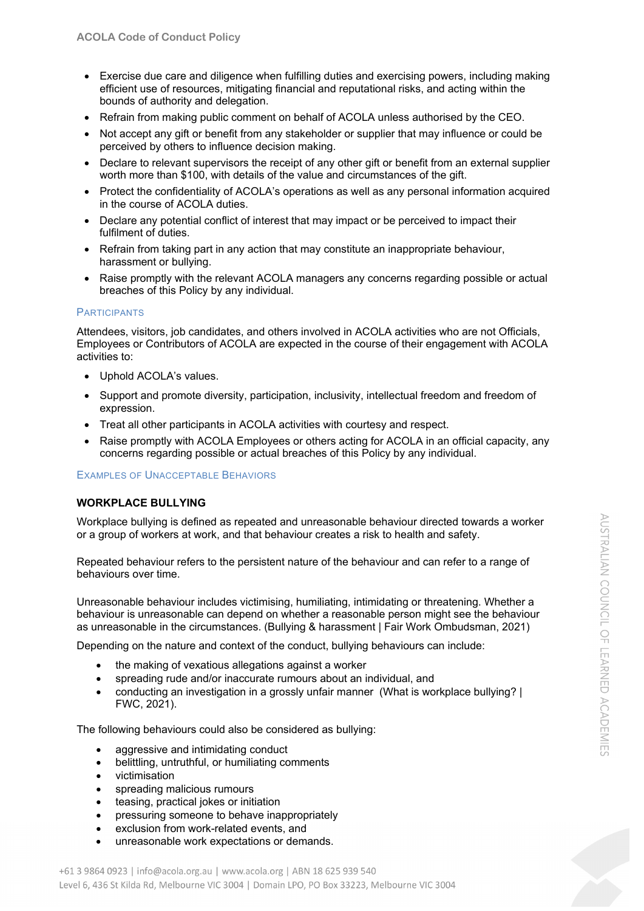- Exercise due care and diligence when fulfilling duties and exercising powers, including making efficient use of resources, mitigating financial and reputational risks, and acting within the bounds of authority and delegation.
- Refrain from making public comment on behalf of ACOLA unless authorised by the CEO.
- Not accept any gift or benefit from any stakeholder or supplier that may influence or could be perceived by others to influence decision making.
- Declare to relevant supervisors the receipt of any other gift or benefit from an external supplier worth more than $100, with details of the value and circumstances of the gift.
- Protect the confidentiality of ACOLA's operations as well as any personal information acquired in the course of ACOLA duties.
- Declare any potential conflict of interest that may impact or be perceived to impact their fulfilment of duties.
- Refrain from taking part in any action that may constitute an inappropriate behaviour, harassment or bullying.
- Raise promptly with the relevant ACOLA managers any concerns regarding possible or actual breaches of this Policy by any individual.

### Participants

Attendees, visitors, job candidates, and others involved in ACOLA activities who are not Officials, Employees or Contributors of ACOLA are expected in the course of their engagement with ACOLA activities to:

- Uphold ACOLA's values.
- Support and promote diversity, participation, inclusivity, intellectual freedom and freedom of expression.
- Treat all other participants in ACOLA activities with courtesy and respect.
- Raise promptly with ACOLA Employees or others acting for ACOLA in an official capacity, any concerns regarding possible or actual breaches of this Policy by any individual.

### Examples of Unacceptable Behaviors

**WORKPLACE BULLYING**

Workplace bullying is defined as repeated and unreasonable behaviour directed towards a worker or a group of workers at work, and that behaviour creates a risk to health and safety.

Repeated behaviour refers to the persistent nature of the behaviour and can refer to a range of behaviours over time.

Unreasonable behaviour includes victimising, humiliating, intimidating or threatening. Whether a behaviour is unreasonable can depend on whether a reasonable person might see the behaviour as unreasonable in the circumstances. (Bullying & harassment | Fair Work Ombudsman, 2021)

Depending on the nature and context of the conduct, bullying behaviours can include:

- the making of vexatious allegations against a worker
- spreading rude and/or inaccurate rumours about an individual, and
- conducting an investigation in a grossly unfair manner (What is workplace bullying? | FWC, 2021).

The following behaviours could also be considered as bullying:

- aggressive and intimidating conduct
- belittling, untruthful, or humiliating comments
- victimisation
- spreading malicious rumours
- teasing, practical jokes or initiation
- pressuring someone to behave inappropriately
- exclusion from work-related events, and
- unreasonable work expectations or demands.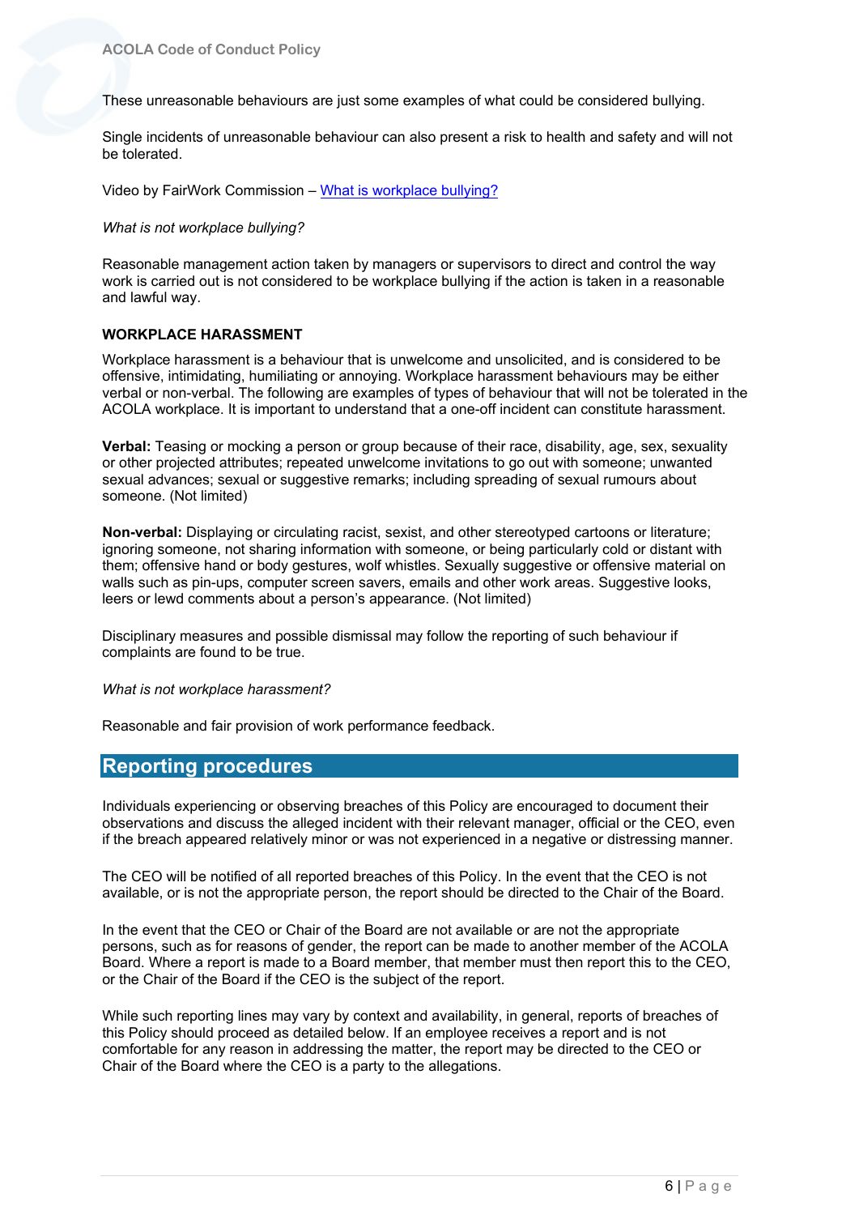These unreasonable behaviours are just some examples of what could be considered bullying.

Single incidents of unreasonable behaviour can also present a risk to health and safety and will not be tolerated.

Video by FairWork Commission – [What is workplace bullying?]

*What is not workplace bullying?*

Reasonable management action taken by managers or supervisors to direct and control the way work is carried out is not considered to be workplace bullying if the action is taken in a reasonable and lawful way.

**WORKPLACE HARASSMENT**

Workplace harassment is a behaviour that is unwelcome and unsolicited, and is considered to be offensive, intimidating, humiliating or annoying. Workplace harassment behaviours may be either verbal or non-verbal. The following are examples of types of behaviour that will not be tolerated in the ACOLA workplace. It is important to understand that a one-off incident can constitute harassment.

**Verbal:** Teasing or mocking a person or group because of their race, disability, age, sex, sexuality or other projected attributes; repeated unwelcome invitations to go out with someone; unwanted sexual advances; sexual or suggestive remarks; including spreading of sexual rumours about someone. (Not limited)

**Non-verbal:** Displaying or circulating racist, sexist, and other stereotyped cartoons or literature; ignoring someone, not sharing information with someone, or being particularly cold or distant with them; offensive hand or body gestures, wolf whistles. Sexually suggestive or offensive material on walls such as pin-ups, computer screen savers, emails and other work areas. Suggestive looks, leers or lewd comments about a person's appearance. (Not limited)

Disciplinary measures and possible dismissal may follow the reporting of such behaviour if complaints are found to be true.

*What is not workplace harassment?*

Reasonable and fair provision of work performance feedback.

## Reporting procedures

Individuals experiencing or observing breaches of this Policy are encouraged to document their observations and discuss the alleged incident with their relevant manager, official or the CEO, even if the breach appeared relatively minor or was not experienced in a negative or distressing manner.

The CEO will be notified of all reported breaches of this Policy. In the event that the CEO is not available, or is not the appropriate person, the report should be directed to the Chair of the Board.

In the event that the CEO or Chair of the Board are not available or are not the appropriate persons, such as for reasons of gender, the report can be made to another member of the ACOLA Board. Where a report is made to a Board member, that member must then report this to the CEO, or the Chair of the Board if the CEO is the subject of the report.

While such reporting lines may vary by context and availability, in general, reports of breaches of this Policy should proceed as detailed below. If an employee receives a report and is not comfortable for any reason in addressing the matter, the report may be directed to the CEO or Chair of the Board where the CEO is a party to the allegations.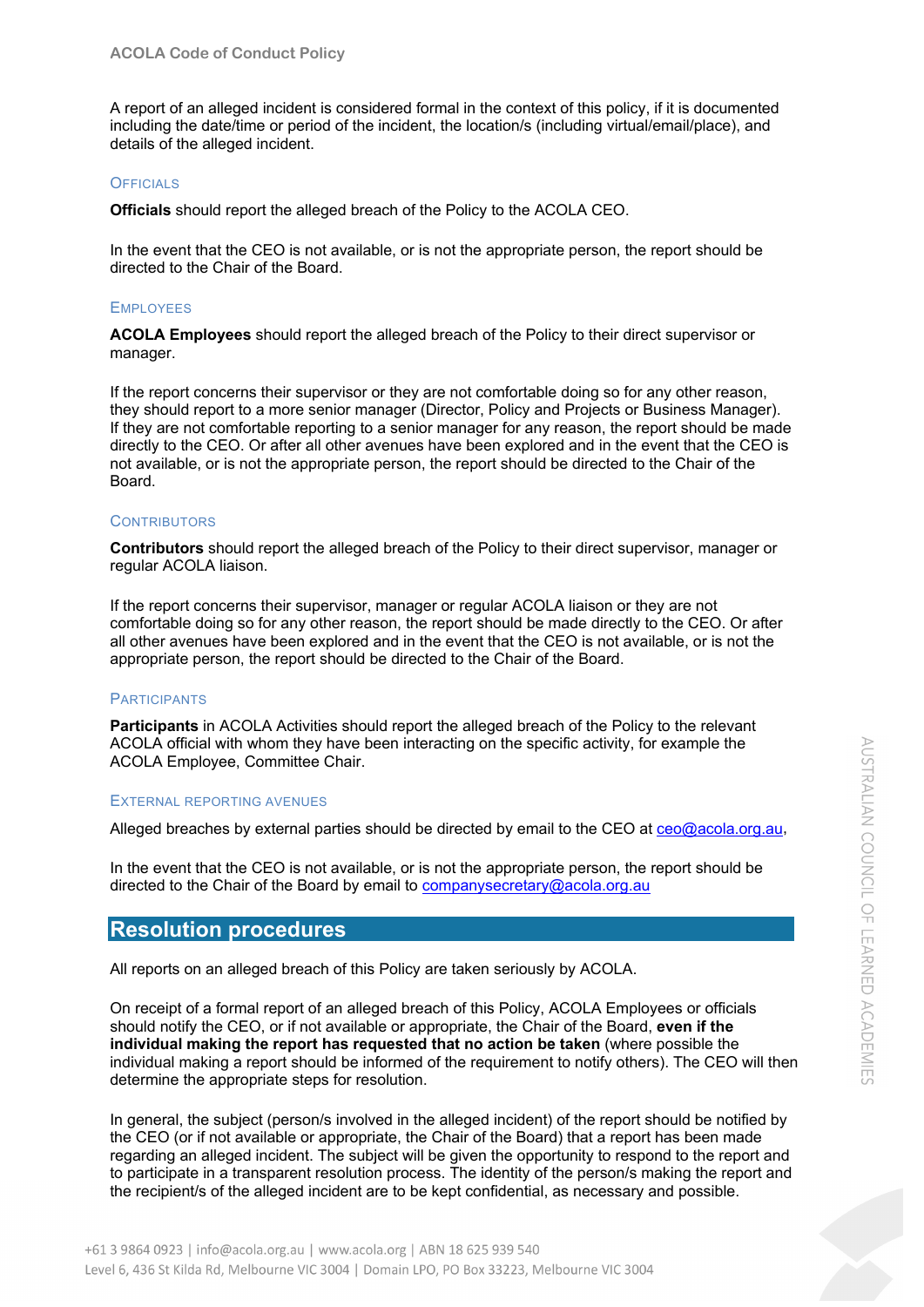A report of an alleged incident is considered formal in the context of this policy, if it is documented including the date/time or period of the incident, the location/s (including virtual/email/place), and details of the alleged incident.

### Officials

**Officials** should report the alleged breach of the Policy to the ACOLA CEO.

In the event that the CEO is not available, or is not the appropriate person, the report should be directed to the Chair of the Board.

### Employees

**ACOLA Employees** should report the alleged breach of the Policy to their direct supervisor or manager.

If the report concerns their supervisor or they are not comfortable doing so for any other reason, they should report to a more senior manager (Director, Policy and Projects or Business Manager). If they are not comfortable reporting to a senior manager for any reason, the report should be made directly to the CEO. Or after all other avenues have been explored and in the event that the CEO is not available, or is not the appropriate person, the report should be directed to the Chair of the Board.

### Contributors

**Contributors** should report the alleged breach of the Policy to their direct supervisor, manager or regular ACOLA liaison.

If the report concerns their supervisor, manager or regular ACOLA liaison or they are not comfortable doing so for any other reason, the report should be made directly to the CEO. Or after all other avenues have been explored and in the event that the CEO is not available, or is not the appropriate person, the report should be directed to the Chair of the Board.

### Participants

**Participants** in ACOLA Activities should report the alleged breach of the Policy to the relevant ACOLA official with whom they have been interacting on the specific activity, for example the ACOLA Employee, Committee Chair.

### External reporting avenues

Alleged breaches by external parties should be directed by email to the CEO at ceo@acola.org.au,

In the event that the CEO is not available, or is not the appropriate person, the report should be directed to the Chair of the Board by email to companysecretary@acola.org.au

## Resolution procedures

All reports on an alleged breach of this Policy are taken seriously by ACOLA.

On receipt of a formal report of an alleged breach of this Policy, ACOLA Employees or officials should notify the CEO, or if not available or appropriate, the Chair of the Board, **even if the individual making the report has requested that no action be taken** (where possible the individual making a report should be informed of the requirement to notify others). The CEO will then determine the appropriate steps for resolution.

In general, the subject (person/s involved in the alleged incident) of the report should be notified by the CEO (or if not available or appropriate, the Chair of the Board) that a report has been made regarding an alleged incident. The subject will be given the opportunity to respond to the report and to participate in a transparent resolution process. The identity of the person/s making the report and the recipient/s of the alleged incident are to be kept confidential, as necessary and possible.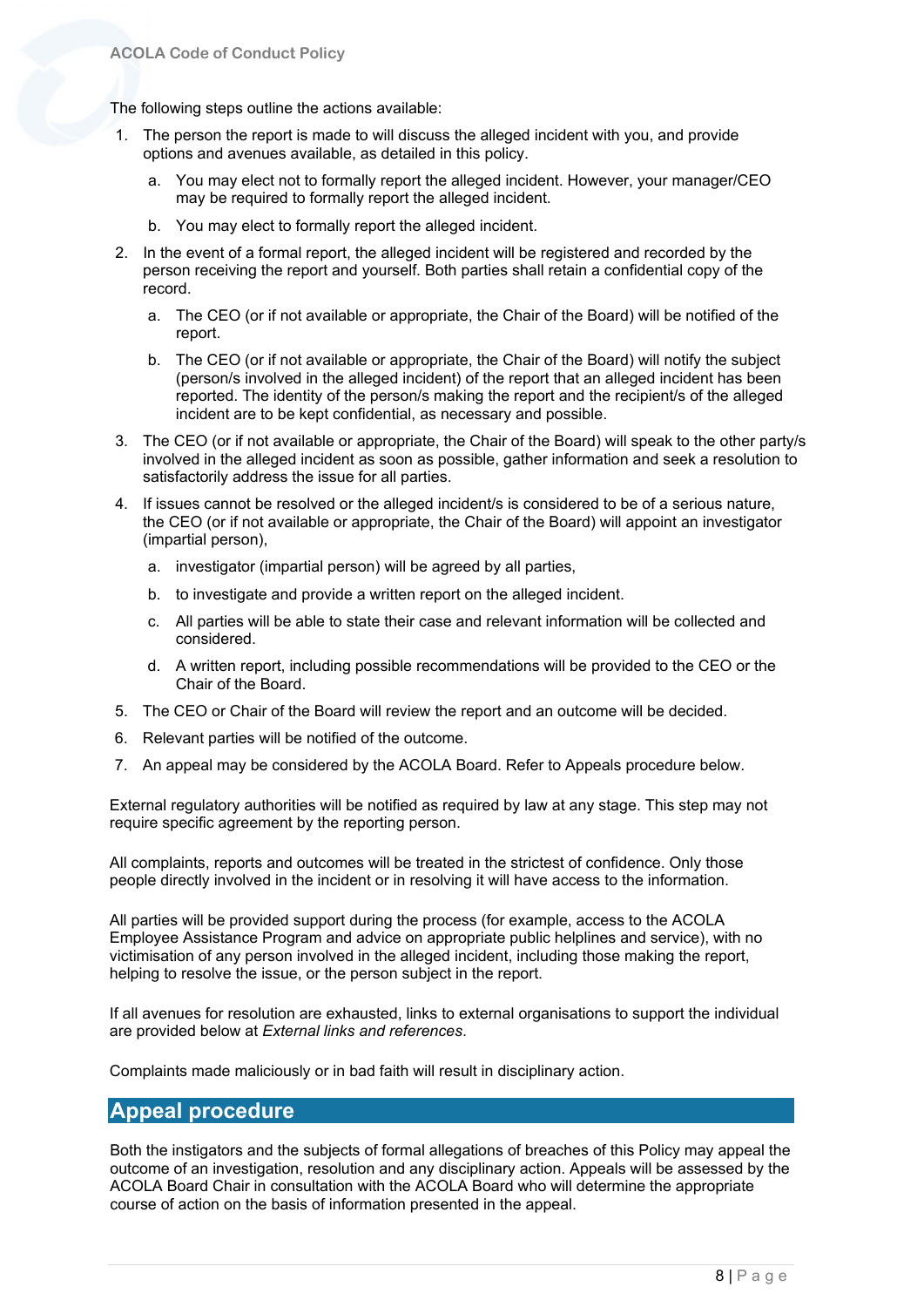The following steps outline the actions available:

1. The person the report is made to will discuss the alleged incident with you, and provide options and avenues available, as detailed in this policy.
    a. You may elect not to formally report the alleged incident. However, your manager/CEO may be required to formally report the alleged incident.
    b. You may elect to formally report the alleged incident.
2. In the event of a formal report, the alleged incident will be registered and recorded by the person receiving the report and yourself. Both parties shall retain a confidential copy of the record.
    a. The CEO (or if not available or appropriate, the Chair of the Board) will be notified of the report.
    b. The CEO (or if not available or appropriate, the Chair of the Board) will notify the subject (person/s involved in the alleged incident) of the report that an alleged incident has been reported. The identity of the person/s making the report and the recipient/s of the alleged incident are to be kept confidential, as necessary and possible.
3. The CEO (or if not available or appropriate, the Chair of the Board) will speak to the other party/s involved in the alleged incident as soon as possible, gather information and seek a resolution to satisfactorily address the issue for all parties.
4. If issues cannot be resolved or the alleged incident/s is considered to be of a serious nature, the CEO (or if not available or appropriate, the Chair of the Board) will appoint an investigator (impartial person),
    a. investigator (impartial person) will be agreed by all parties,
    b. to investigate and provide a written report on the alleged incident.
    c. All parties will be able to state their case and relevant information will be collected and considered.
    d. A written report, including possible recommendations will be provided to the CEO or the Chair of the Board.
5. The CEO or Chair of the Board will review the report and an outcome will be decided.
6. Relevant parties will be notified of the outcome.
7. An appeal may be considered by the ACOLA Board. Refer to Appeals procedure below.

External regulatory authorities will be notified as required by law at any stage. This step may not require specific agreement by the reporting person.

All complaints, reports and outcomes will be treated in the strictest of confidence. Only those people directly involved in the incident or in resolving it will have access to the information.

All parties will be provided support during the process (for example, access to the ACOLA Employee Assistance Program and advice on appropriate public helplines and service), with no victimisation of any person involved in the alleged incident, including those making the report, helping to resolve the issue, or the person subject in the report.

If all avenues for resolution are exhausted, links to external organisations to support the individual are provided below at *External links and references*.

Complaints made maliciously or in bad faith will result in disciplinary action.

## Appeal procedure

Both the instigators and the subjects of formal allegations of breaches of this Policy may appeal the outcome of an investigation, resolution and any disciplinary action. Appeals will be assessed by the ACOLA Board Chair in consultation with the ACOLA Board who will determine the appropriate course of action on the basis of information presented in the appeal.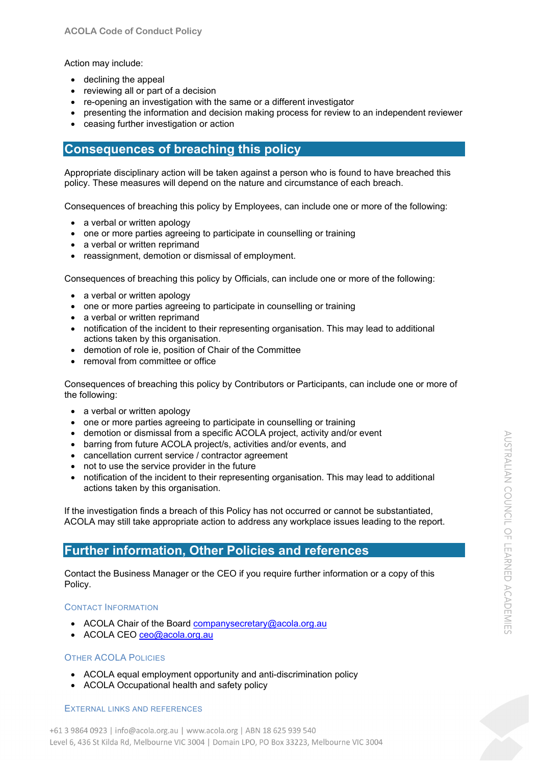Action may include:

- declining the appeal
- reviewing all or part of a decision
- re-opening an investigation with the same or a different investigator
- presenting the information and decision making process for review to an independent reviewer
- ceasing further investigation or action

## Consequences of breaching this policy

Appropriate disciplinary action will be taken against a person who is found to have breached this policy. These measures will depend on the nature and circumstance of each breach.

Consequences of breaching this policy by Employees, can include one or more of the following:

- a verbal or written apology
- one or more parties agreeing to participate in counselling or training
- a verbal or written reprimand
- reassignment, demotion or dismissal of employment.

Consequences of breaching this policy by Officials, can include one or more of the following:

- a verbal or written apology
- one or more parties agreeing to participate in counselling or training
- a verbal or written reprimand
- notification of the incident to their representing organisation. This may lead to additional actions taken by this organisation.
- demotion of role ie, position of Chair of the Committee
- removal from committee or office

Consequences of breaching this policy by Contributors or Participants, can include one or more of the following:

- a verbal or written apology
- one or more parties agreeing to participate in counselling or training
- demotion or dismissal from a specific ACOLA project, activity and/or event
- barring from future ACOLA project/s, activities and/or events, and
- cancellation current service / contractor agreement
- not to use the service provider in the future
- notification of the incident to their representing organisation. This may lead to additional actions taken by this organisation.

If the investigation finds a breach of this Policy has not occurred or cannot be substantiated, ACOLA may still take appropriate action to address any workplace issues leading to the report.

## Further information, Other Policies and references

Contact the Business Manager or the CEO if you require further information or a copy of this Policy.

### Contact Information

- ACOLA Chair of the Board companysecretary@acola.org.au
- ACOLA CEO ceo@acola.org.au

### Other ACOLA Policies

- ACOLA equal employment opportunity and anti-discrimination policy
- ACOLA Occupational health and safety policy

### External links and references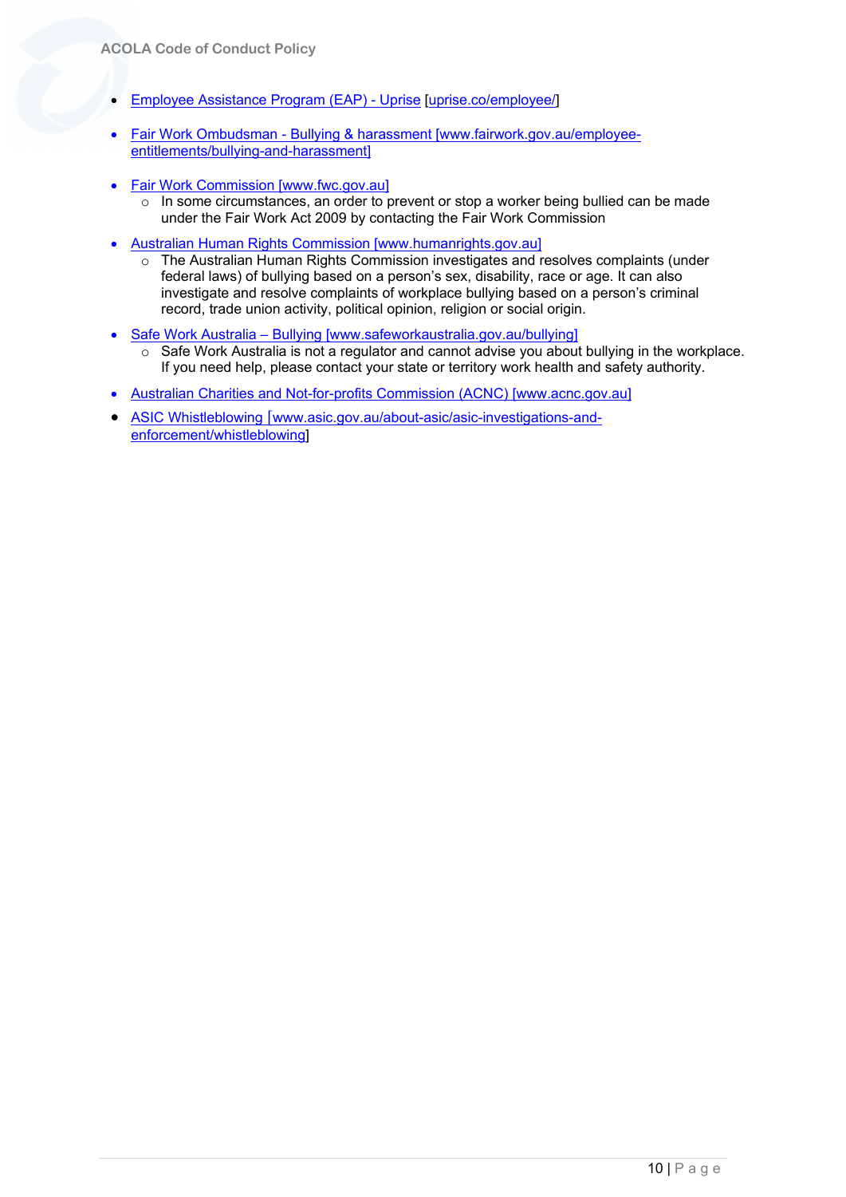- Employee Assistance Program (EAP) - Uprise [uprise.co/employee/]
- Fair Work Ombudsman - Bullying & harassment [www.fairwork.gov.au/employee-entitlements/bullying-and-harassment]
- Fair Work Commission [www.fwc.gov.au]
    - In some circumstances, an order to prevent or stop a worker being bullied can be made under the Fair Work Act 2009 by contacting the Fair Work Commission
- Australian Human Rights Commission [www.humanrights.gov.au]
    - The Australian Human Rights Commission investigates and resolves complaints (under federal laws) of bullying based on a person's sex, disability, race or age. It can also investigate and resolve complaints of workplace bullying based on a person's criminal record, trade union activity, political opinion, religion or social origin.
- Safe Work Australia – Bullying [www.safeworkaustralia.gov.au/bullying]
    - Safe Work Australia is not a regulator and cannot advise you about bullying in the workplace. If you need help, please contact your state or territory work health and safety authority.
- Australian Charities and Not-for-profits Commission (ACNC) [www.acnc.gov.au]
- ASIC Whistleblowing [www.asic.gov.au/about-asic/asic-investigations-and-enforcement/whistleblowing]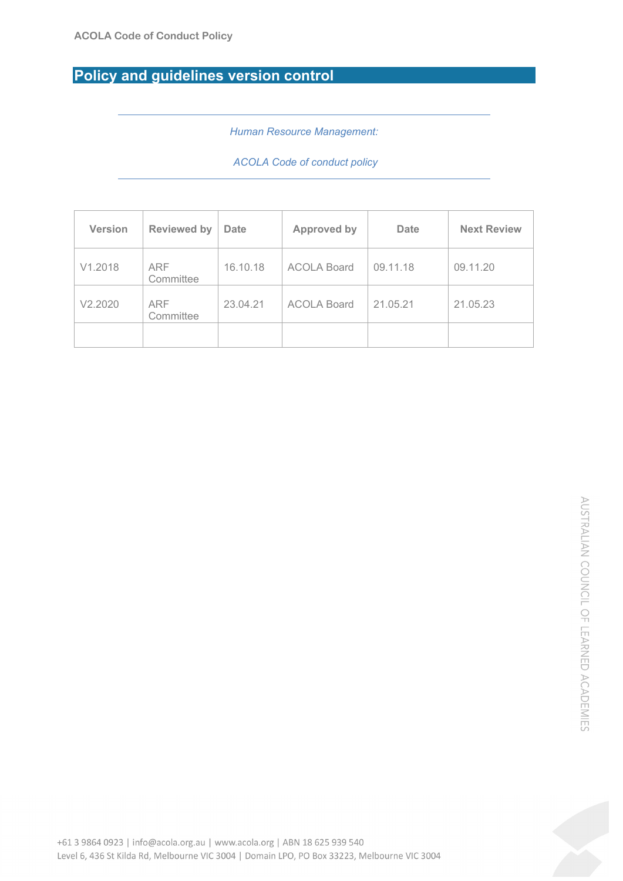## Policy and guidelines version control

*Human Resource Management:*

*ACOLA Code of conduct policy*

| Version | Reviewed by | Date | Approved by | Date | Next Review |
|---|---|---|---|---|---|
| V1.2018 | ARF Committee | 16.10.18 | ACOLA Board | 09.11.18 | 09.11.20 |
| V2.2020 | ARF Committee | 23.04.21 | ACOLA Board | 21.05.21 | 21.05.23 |
| | | | | | |